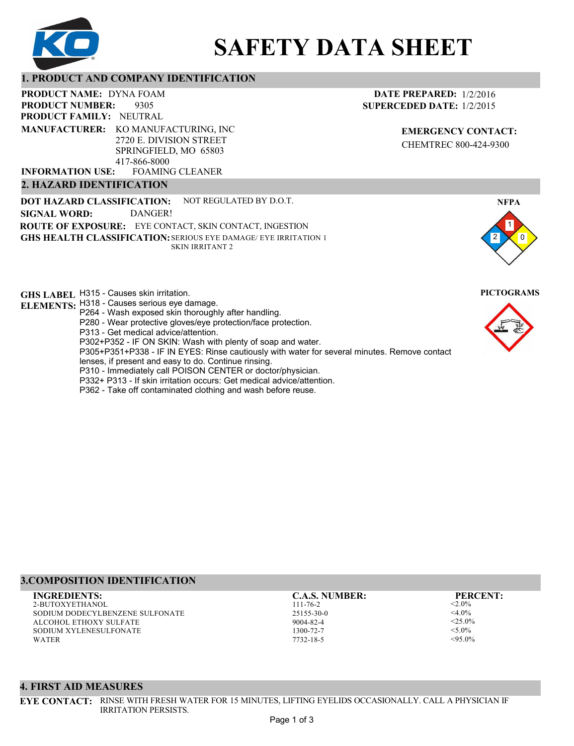# SAFETY DATA SHEET

## 1. PRODUCT AND COMPANY IDENTIFICATION

**PRODUCT NAME:** DYNA FOAM
**PRODUCT NUMBER:** 9305
**PRODUCT FAMILY:** NEUTRAL
**MANUFACTURER:** KO MANUFACTURING, INC
2720 E. DIVISION STREET
SPRINGFIELD, MO 65803
417-866-8000
**INFORMATION USE:** FOAMING CLEANER

**DATE PREPARED:** 1/2/2016
**SUPERCEDED DATE:** 1/2/2015

**EMERGENCY CONTACT:**
CHEMTREC 800-424-9300

## 2. HAZARD IDENTIFICATION

**DOT HAZARD CLASSIFICATION:** NOT REGULATED BY D.O.T.
**SIGNAL WORD:** DANGER!
**ROUTE OF EXPOSURE:** EYE CONTACT, SKIN CONTACT, INGESTION
**GHS HEALTH CLASSIFICATION:** SERIOUS EYE DAMAGE/ EYE IRRITATION 1
SKIN IRRITANT 2

**NFPA**
Health: 2, Flammability: 1, Instability: 0

**PICTOGRAMS**

**GHS LABEL ELEMENTS:**
H315 - Causes skin irritation.
H318 - Causes serious eye damage.
P264 - Wash exposed skin thoroughly after handling.
P280 - Wear protective gloves/eye protection/face protection.
P313 - Get medical advice/attention.
P302+P352 - IF ON SKIN: Wash with plenty of soap and water.
P305+P351+P338 - IF IN EYES: Rinse cautiously with water for several minutes. Remove contact lenses, if present and easy to do. Continue rinsing.
P310 - Immediately call POISON CENTER or doctor/physician.
P332+ P313 - If skin irritation occurs: Get medical advice/attention.
P362 - Take off contaminated clothing and wash before reuse.

## 3.COMPOSITION IDENTIFICATION

| INGREDIENTS: | C.A.S. NUMBER: | PERCENT: |
|---|---|---|
| 2-BUTOXYETHANOL | 111-76-2 | <2.0% |
| SODIUM DODECYLBENZENE SULFONATE | 25155-30-0 | <4.0% |
| ALCOHOL ETHOXY SULFATE | 9004-82-4 | <25.0% |
| SODIUM XYLENESULFONATE | 1300-72-7 | <5.0% |
| WATER | 7732-18-5 | <95.0% |

## 4. FIRST AID MEASURES

**EYE CONTACT:** RINSE WITH FRESH WATER FOR 15 MINUTES, LIFTING EYELIDS OCCASIONALLY. CALL A PHYSICIAN IF IRRITATION PERSISTS.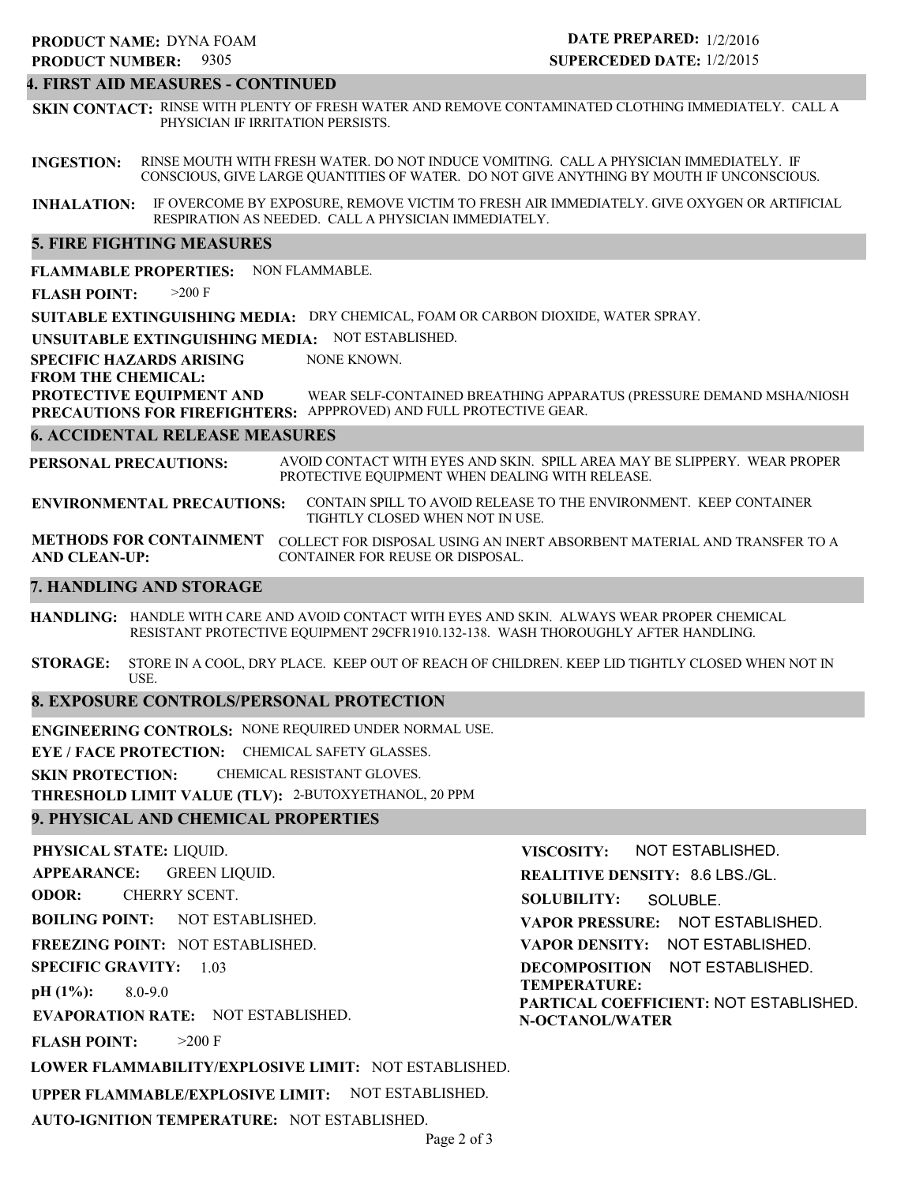**PRODUCT NAME:** DYNA FOAM
**PRODUCT NUMBER:** 9305

**DATE PREPARED:** 1/2/2016
**SUPERCEDED DATE:** 1/2/2015

## 4. FIRST AID MEASURES - CONTINUED

**SKIN CONTACT:** RINSE WITH PLENTY OF FRESH WATER AND REMOVE CONTAMINATED CLOTHING IMMEDIATELY. CALL A PHYSICIAN IF IRRITATION PERSISTS.

**INGESTION:** RINSE MOUTH WITH FRESH WATER. DO NOT INDUCE VOMITING. CALL A PHYSICIAN IMMEDIATELY. IF CONSCIOUS, GIVE LARGE QUANTITIES OF WATER. DO NOT GIVE ANYTHING BY MOUTH IF UNCONSCIOUS.

**INHALATION:** IF OVERCOME BY EXPOSURE, REMOVE VICTIM TO FRESH AIR IMMEDIATELY. GIVE OXYGEN OR ARTIFICIAL RESPIRATION AS NEEDED. CALL A PHYSICIAN IMMEDIATELY.

## 5. FIRE FIGHTING MEASURES

**FLAMMABLE PROPERTIES:** NON FLAMMABLE.

**FLASH POINT:** >200 F

**SUITABLE EXTINGUISHING MEDIA:** DRY CHEMICAL, FOAM OR CARBON DIOXIDE, WATER SPRAY.

**UNSUITABLE EXTINGUISHING MEDIA:** NOT ESTABLISHED.

**SPECIFIC HAZARDS ARISING FROM THE CHEMICAL:** NONE KNOWN.

**PROTECTIVE EQUIPMENT AND PRECAUTIONS FOR FIREFIGHTERS:** WEAR SELF-CONTAINED BREATHING APPARATUS (PRESSURE DEMAND MSHA/NIOSH APPPROVED) AND FULL PROTECTIVE GEAR.

## 6. ACCIDENTAL RELEASE MEASURES

**PERSONAL PRECAUTIONS:** AVOID CONTACT WITH EYES AND SKIN. SPILL AREA MAY BE SLIPPERY. WEAR PROPER PROTECTIVE EQUIPMENT WHEN DEALING WITH RELEASE.

**ENVIRONMENTAL PRECAUTIONS:** CONTAIN SPILL TO AVOID RELEASE TO THE ENVIRONMENT. KEEP CONTAINER TIGHTLY CLOSED WHEN NOT IN USE.

**METHODS FOR CONTAINMENT AND CLEAN-UP:** COLLECT FOR DISPOSAL USING AN INERT ABSORBENT MATERIAL AND TRANSFER TO A CONTAINER FOR REUSE OR DISPOSAL.

## 7. HANDLING AND STORAGE

**HANDLING:** HANDLE WITH CARE AND AVOID CONTACT WITH EYES AND SKIN. ALWAYS WEAR PROPER CHEMICAL RESISTANT PROTECTIVE EQUIPMENT 29CFR1910.132-138. WASH THOROUGHLY AFTER HANDLING.

**STORAGE:** STORE IN A COOL, DRY PLACE. KEEP OUT OF REACH OF CHILDREN. KEEP LID TIGHTLY CLOSED WHEN NOT IN USE.

## 8. EXPOSURE CONTROLS/PERSONAL PROTECTION

**ENGINEERING CONTROLS:** NONE REQUIRED UNDER NORMAL USE.

**EYE / FACE PROTECTION:** CHEMICAL SAFETY GLASSES.

**SKIN PROTECTION:** CHEMICAL RESISTANT GLOVES.

**THRESHOLD LIMIT VALUE (TLV):** 2-BUTOXYETHANOL, 20 PPM

## 9. PHYSICAL AND CHEMICAL PROPERTIES

**PHYSICAL STATE:** LIQUID.

**APPEARANCE:** GREEN LIQUID.

**ODOR:** CHERRY SCENT.

**BOILING POINT:** NOT ESTABLISHED.

**FREEZING POINT:** NOT ESTABLISHED.

**SPECIFIC GRAVITY:** 1.03

**pH (1%):** 8.0-9.0

**EVAPORATION RATE:** NOT ESTABLISHED.

**FLASH POINT:** >200 F

**LOWER FLAMMABILITY/EXPLOSIVE LIMIT:** NOT ESTABLISHED.

**UPPER FLAMMABLE/EXPLOSIVE LIMIT:** NOT ESTABLISHED.

**AUTO-IGNITION TEMPERATURE:** NOT ESTABLISHED.

**VISCOSITY:** NOT ESTABLISHED.

**REALITIVE DENSITY:** 8.6 LBS./GL.

**SOLUBILITY:** SOLUBLE.

**VAPOR PRESSURE:** NOT ESTABLISHED.

**VAPOR DENSITY:** NOT ESTABLISHED.

**DECOMPOSITION TEMPERATURE:** NOT ESTABLISHED.

**PARTICAL COEFFICIENT: N-OCTANOL/WATER** NOT ESTABLISHED.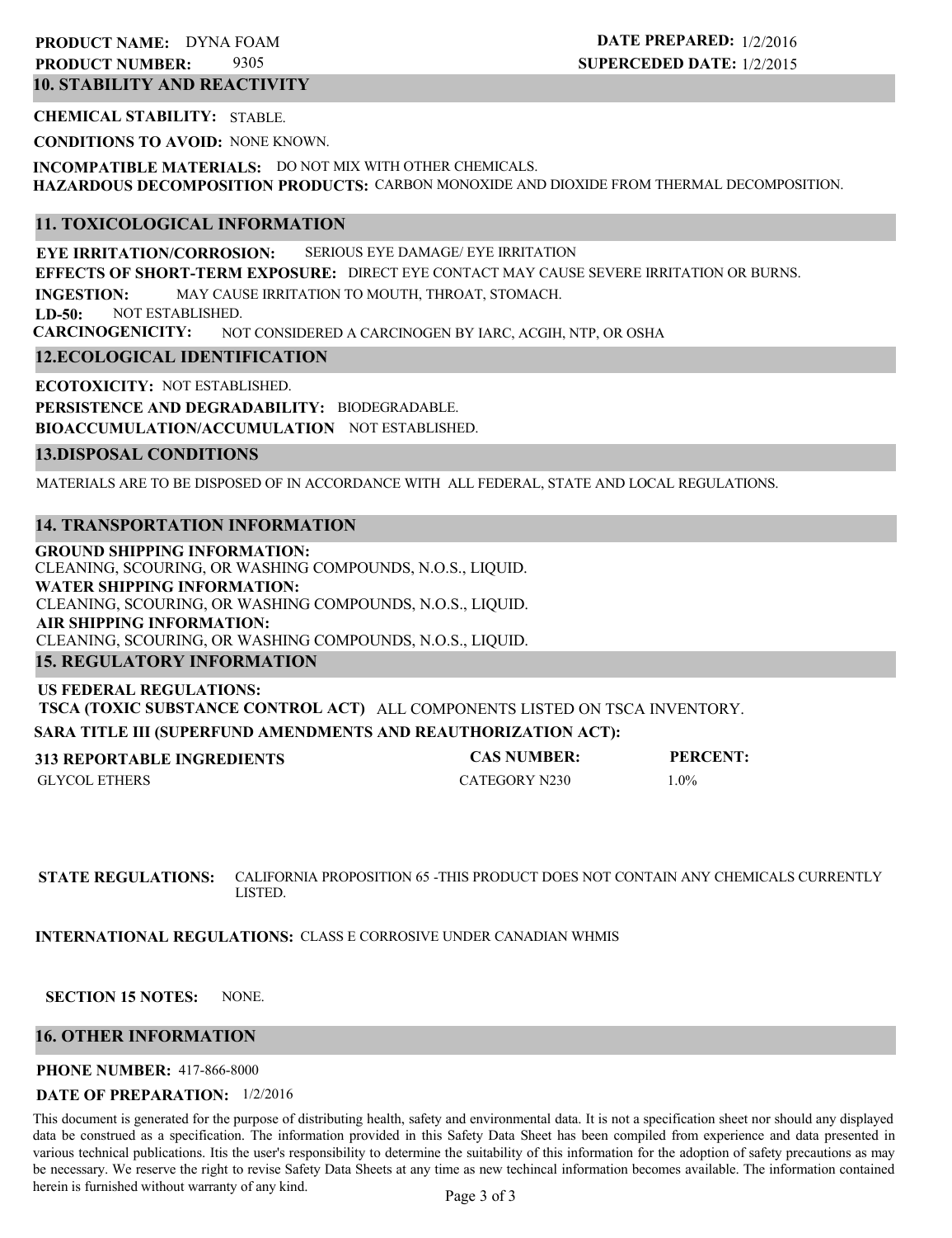**PRODUCT NAME:** DYNA FOAM
**PRODUCT NUMBER:** 9305

**DATE PREPARED:** 1/2/2016
**SUPERCEDED DATE:** 1/2/2015

## 10. STABILITY AND REACTIVITY

**CHEMICAL STABILITY:** STABLE.

**CONDITIONS TO AVOID:** NONE KNOWN.

**INCOMPATIBLE MATERIALS:** DO NOT MIX WITH OTHER CHEMICALS.

**HAZARDOUS DECOMPOSITION PRODUCTS:** CARBON MONOXIDE AND DIOXIDE FROM THERMAL DECOMPOSITION.

## 11. TOXICOLOGICAL INFORMATION

**EYE IRRITATION/CORROSION:** SERIOUS EYE DAMAGE/ EYE IRRITATION

**EFFECTS OF SHORT-TERM EXPOSURE:** DIRECT EYE CONTACT MAY CAUSE SEVERE IRRITATION OR BURNS.

**INGESTION:** MAY CAUSE IRRITATION TO MOUTH, THROAT, STOMACH.

**LD-50:** NOT ESTABLISHED.

**CARCINOGENICITY:** NOT CONSIDERED A CARCINOGEN BY IARC, ACGIH, NTP, OR OSHA

## 12.ECOLOGICAL IDENTIFICATION

**ECOTOXICITY:** NOT ESTABLISHED.

**PERSISTENCE AND DEGRADABILITY:** BIODEGRADABLE.

**BIOACCUMULATION/ACCUMULATION** NOT ESTABLISHED.

## 13.DISPOSAL CONDITIONS

MATERIALS ARE TO BE DISPOSED OF IN ACCORDANCE WITH ALL FEDERAL, STATE AND LOCAL REGULATIONS.

## 14. TRANSPORTATION INFORMATION

**GROUND SHIPPING INFORMATION:**
CLEANING, SCOURING, OR WASHING COMPOUNDS, N.O.S., LIQUID.

**WATER SHIPPING INFORMATION:**
CLEANING, SCOURING, OR WASHING COMPOUNDS, N.O.S., LIQUID.

**AIR SHIPPING INFORMATION:**
CLEANING, SCOURING, OR WASHING COMPOUNDS, N.O.S., LIQUID.

## 15. REGULATORY INFORMATION

**US FEDERAL REGULATIONS:**

**TSCA (TOXIC SUBSTANCE CONTROL ACT)** ALL COMPONENTS LISTED ON TSCA INVENTORY.

**SARA TITLE III (SUPERFUND AMENDMENTS AND REAUTHORIZATION ACT):**

| 313 REPORTABLE INGREDIENTS | CAS NUMBER: | PERCENT: |
|---|---|---|
| GLYCOL ETHERS | CATEGORY N230 | 1.0% |

**STATE REGULATIONS:** CALIFORNIA PROPOSITION 65 -THIS PRODUCT DOES NOT CONTAIN ANY CHEMICALS CURRENTLY LISTED.

**INTERNATIONAL REGULATIONS:** CLASS E CORROSIVE UNDER CANADIAN WHMIS

**SECTION 15 NOTES:** NONE.

## 16. OTHER INFORMATION

**PHONE NUMBER:** 417-866-8000

**DATE OF PREPARATION:** 1/2/2016

This document is generated for the purpose of distributing health, safety and environmental data. It is not a specification sheet nor should any displayed data be construed as a specification. The information provided in this Safety Data Sheet has been compiled from experience and data presented in various technical publications. Itis the user's responsibility to determine the suitability of this information for the adoption of safety precautions as may be necessary. We reserve the right to revise Safety Data Sheets at any time as new techincal information becomes available. The information contained herein is furnished without warranty of any kind.